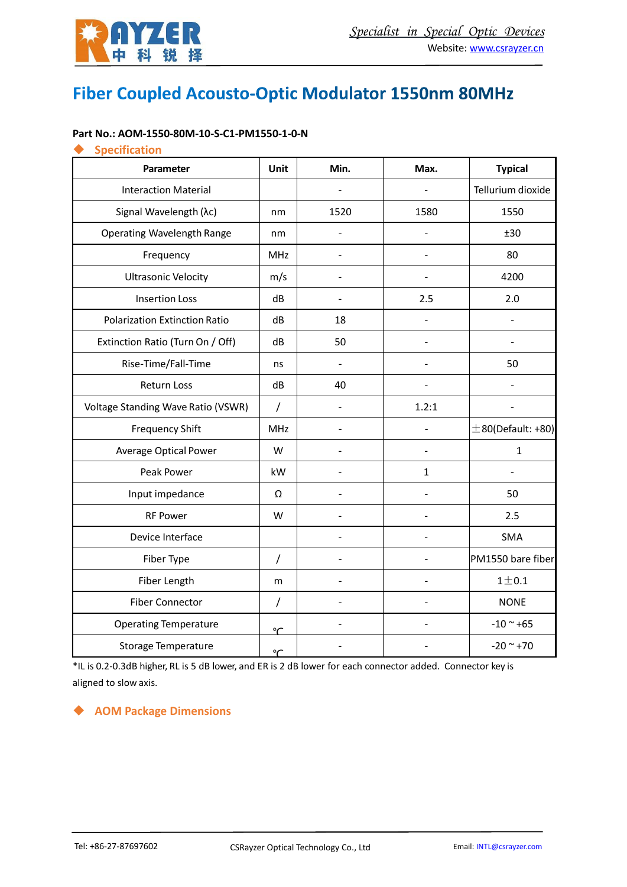# Fiber Coupled Acousto-Optic Modulator 1550nm 80MHz

**Part No.: AOM-1550-80M-10-S-C1-PM1550-1-0-N**

## Specification

| Parameter | Unit | Min. | Max. | Typical |
|---|---|---|---|---|
| Interaction Material | | - | - | Tellurium dioxide |
| Signal Wavelength (λc) | nm | 1520 | 1580 | 1550 |
| Operating Wavelength Range | nm | - | - | ±30 |
| Frequency | MHz | - | - | 80 |
| Ultrasonic Velocity | m/s | - | - | 4200 |
| Insertion Loss | dB | - | 2.5 | 2.0 |
| Polarization Extinction Ratio | dB | 18 | - | - |
| Extinction Ratio (Turn On / Off) | dB | 50 | - | - |
| Rise-Time/Fall-Time | ns | - | - | 50 |
| Return Loss | dB | 40 | - | - |
| Voltage Standing Wave Ratio (VSWR) | / | - | 1.2:1 | - |
| Frequency Shift | MHz | - | - | ±80(Default: +80) |
| Average Optical Power | W | - | - | 1 |
| Peak Power | kW | - | 1 | - |
| Input impedance | Ω | - | - | 50 |
| RF Power | W | - | - | 2.5 |
| Device Interface | | - | - | SMA |
| Fiber Type | / | - | - | PM1550 bare fiber |
| Fiber Length | m | - | - | 1±0.1 |
| Fiber Connector | / | - | - | NONE |
| Operating Temperature | ℃ | - | - | -10 ~ +65 |
| Storage Temperature | ℃ | - | - | -20 ~ +70 |

*IL is 0.2-0.3dB higher, RL is 5 dB lower, and ER is 2 dB lower for each connector added. Connector key is aligned to slow axis.

## AOM Package Dimensions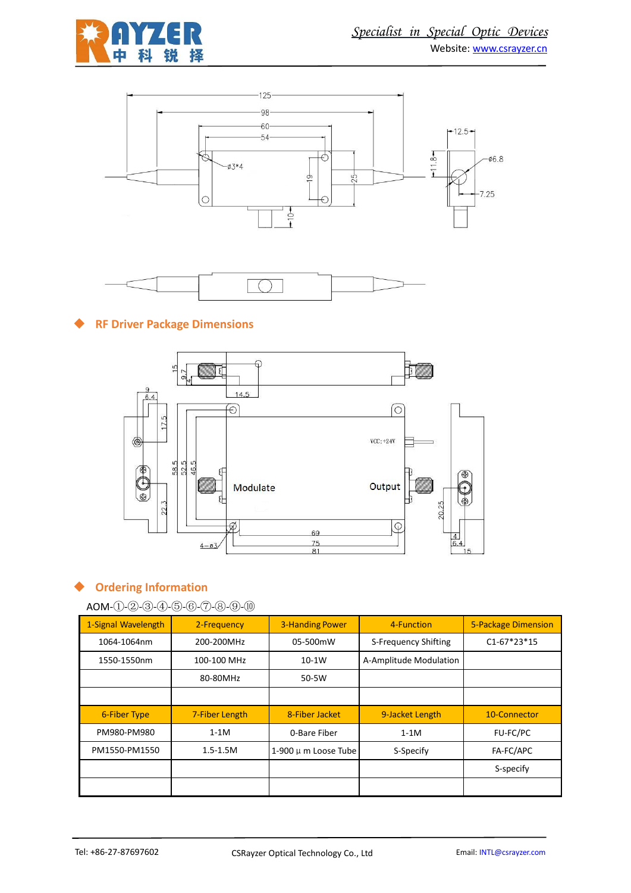125
98
60
54
ø3*4
19
25
10
12.5
11.8
ø6.8
7.25

## RF Driver Package Dimensions

15
9.7
4
14.5
9
6.4
17.5
22.3
58.5
52.5
46.5
VCC:+24V
Modulate
Output
69
75
81
4-ø3
20.25
4
6.4
15

## Ordering Information

AOM-①-②-③-④-⑤-⑥-⑦-⑧-⑨-⑩

| 1-Signal Wavelength | 2-Frequency | 3-Handing Power | 4-Function | 5-Package Dimension |
|---|---|---|---|---|
| 1064-1064nm | 200-200MHz | 05-500mW | S-Frequency Shifting | C1-67*23*15 |
| 1550-1550nm | 100-100 MHz | 10-1W | A-Amplitude Modulation | |
| | 80-80MHz | 50-5W | | |
| | | | | |
| **6-Fiber Type** | **7-Fiber Length** | **8-Fiber Jacket** | **9-Jacket Length** | **10-Connector** |
| PM980-PM980 | 1-1M | 0-Bare Fiber | 1-1M | FU-FC/PC |
| PM1550-PM1550 | 1.5-1.5M | 1-900 μ m Loose Tube | S-Specify | FA-FC/APC |
| | | | | S-specify |
| | | | | |